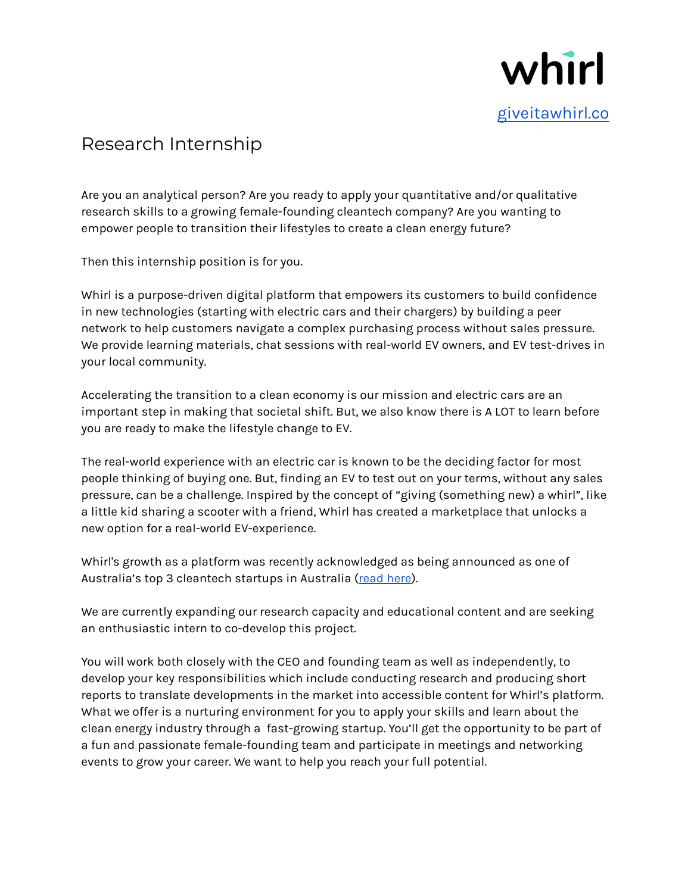whirl

[giveitawhirl.co](giveitawhirl.co)

# Research Internship

Are you an analytical person? Are you ready to apply your quantitative and/or qualitative research skills to a growing female-founding cleantech company? Are you wanting to empower people to transition their lifestyles to create a clean energy future?

Then this internship position is for you.

Whirl is a purpose-driven digital platform that empowers its customers to build confidence in new technologies (starting with electric cars and their chargers) by building a peer network to help customers navigate a complex purchasing process without sales pressure. We provide learning materials, chat sessions with real-world EV owners, and EV test-drives in your local community.

Accelerating the transition to a clean economy is our mission and electric cars are an important step in making that societal shift. But, we also know there is A LOT to learn before you are ready to make the lifestyle change to EV.

The real-world experience with an electric car is known to be the deciding factor for most people thinking of buying one. But, finding an EV to test out on your terms, without any sales pressure, can be a challenge. Inspired by the concept of "giving (something new) a whirl", like a little kid sharing a scooter with a friend, Whirl has created a marketplace that unlocks a new option for a real-world EV-experience.

Whirl's growth as a platform was recently acknowledged as being announced as one of Australia's top 3 cleantech startups in Australia (read here).

We are currently expanding our research capacity and educational content and are seeking an enthusiastic intern to co-develop this project.

You will work both closely with the CEO and founding team as well as independently, to develop your key responsibilities which include conducting research and producing short reports to translate developments in the market into accessible content for Whirl's platform. What we offer is a nurturing environment for you to apply your skills and learn about the clean energy industry through a fast-growing startup. You'll get the opportunity to be part of a fun and passionate female-founding team and participate in meetings and networking events to grow your career. We want to help you reach your full potential.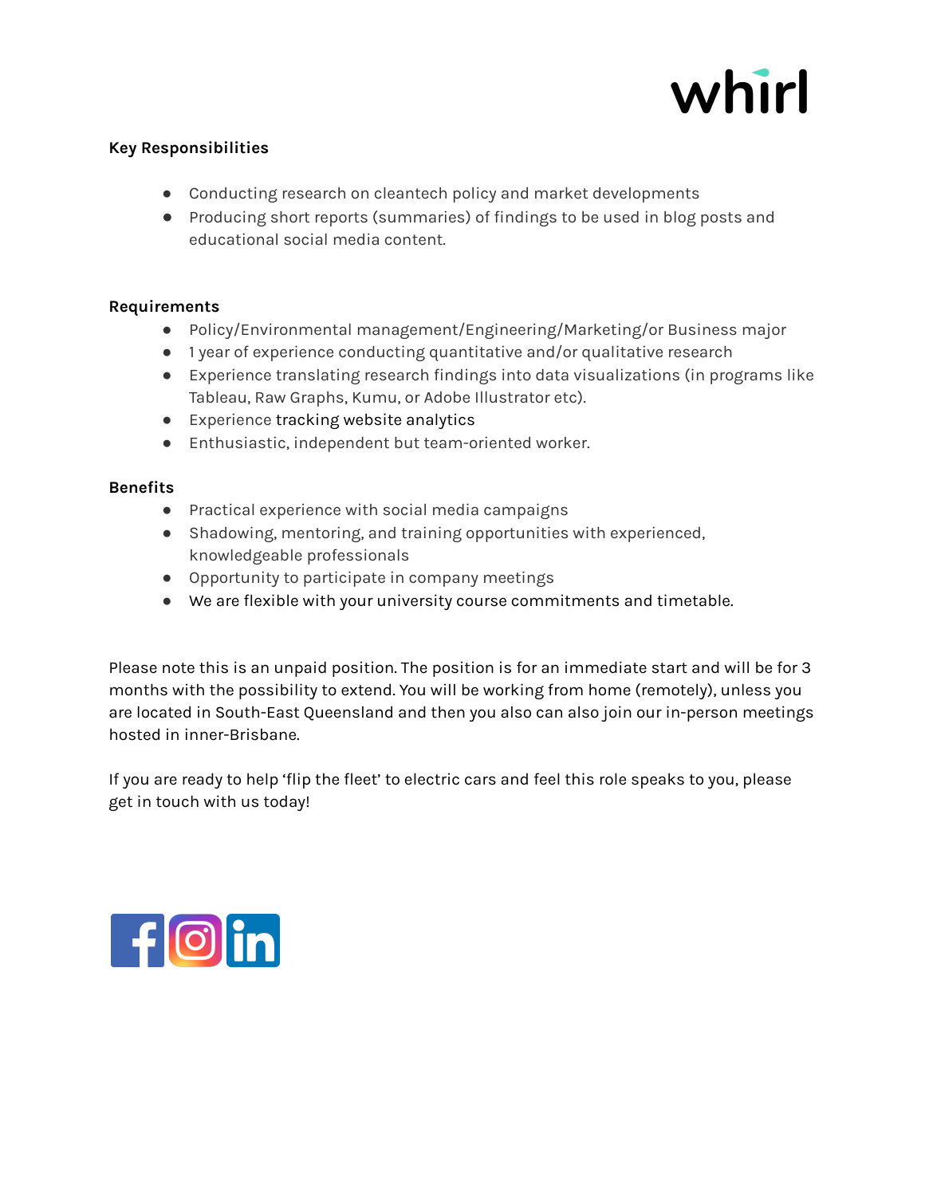**Key Responsibilities**

- Conducting research on cleantech policy and market developments
- Producing short reports (summaries) of findings to be used in blog posts and educational social media content.

**Requirements**

- Policy/Environmental management/Engineering/Marketing/or Business major
- 1 year of experience conducting quantitative and/or qualitative research
- Experience translating research findings into data visualizations (in programs like Tableau, Raw Graphs, Kumu, or Adobe Illustrator etc).
- Experience tracking website analytics
- Enthusiastic, independent but team-oriented worker.

**Benefits**

- Practical experience with social media campaigns
- Shadowing, mentoring, and training opportunities with experienced, knowledgeable professionals
- Opportunity to participate in company meetings
- We are flexible with your university course commitments and timetable.

Please note this is an unpaid position. The position is for an immediate start and will be for 3 months with the possibility to extend. You will be working from home (remotely), unless you are located in South-East Queensland and then you also can also join our in-person meetings hosted in inner-Brisbane.

If you are ready to help 'flip the fleet' to electric cars and feel this role speaks to you, please get in touch with us today!